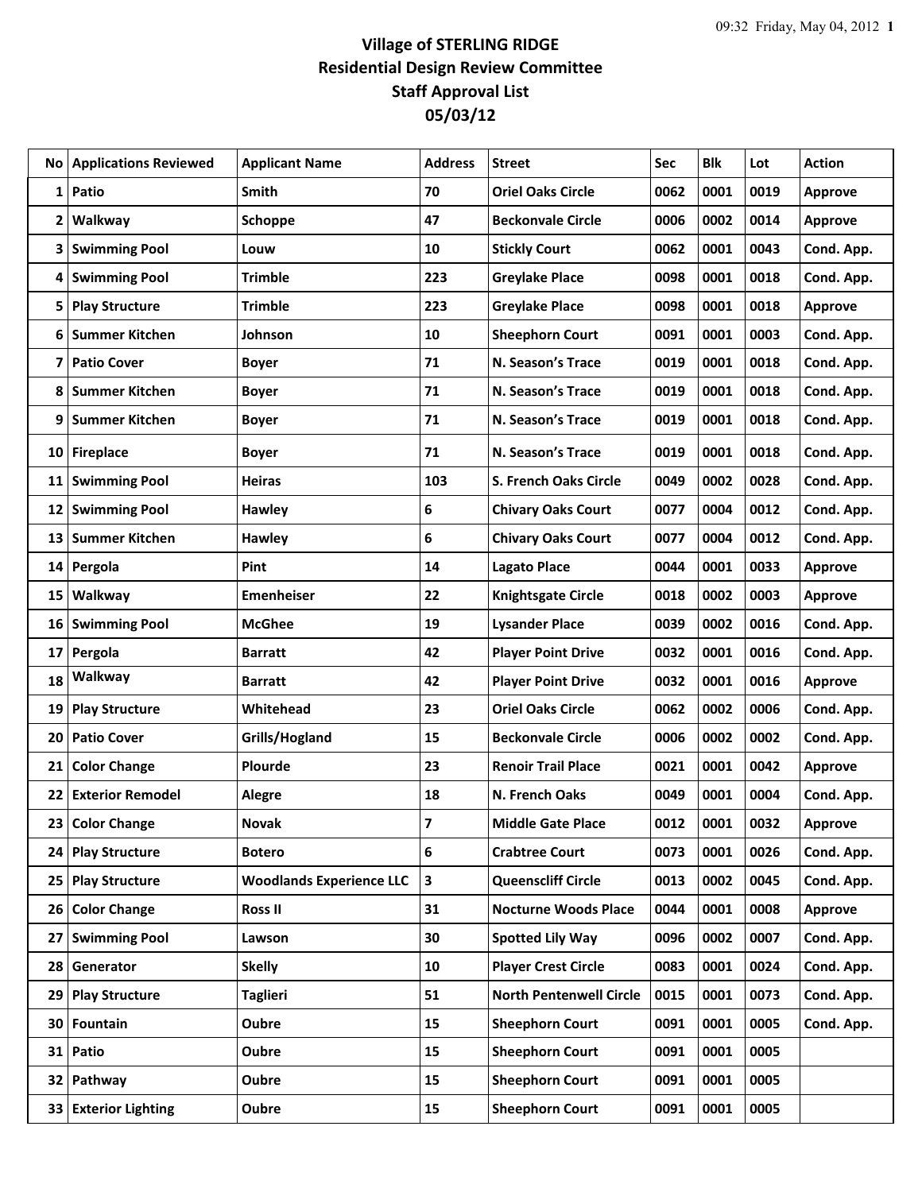# Village of STERLING RIDGE
## Residential Design Review Committee
## Staff Approval List
## 05/03/12

| No | Applications Reviewed | Applicant Name | Address | Street | Sec | Blk | Lot | Action |
|---|---|---|---|---|---|---|---|---|
| 1 | Patio | Smith | 70 | Oriel Oaks Circle | 0062 | 0001 | 0019 | Approve |
| 2 | Walkway | Schoppe | 47 | Beckonvale Circle | 0006 | 0002 | 0014 | Approve |
| 3 | Swimming Pool | Louw | 10 | Stickly Court | 0062 | 0001 | 0043 | Cond. App. |
| 4 | Swimming Pool | Trimble | 223 | Greylake Place | 0098 | 0001 | 0018 | Cond. App. |
| 5 | Play Structure | Trimble | 223 | Greylake Place | 0098 | 0001 | 0018 | Approve |
| 6 | Summer Kitchen | Johnson | 10 | Sheephorn Court | 0091 | 0001 | 0003 | Cond. App. |
| 7 | Patio Cover | Boyer | 71 | N. Season's Trace | 0019 | 0001 | 0018 | Cond. App. |
| 8 | Summer Kitchen | Boyer | 71 | N. Season's Trace | 0019 | 0001 | 0018 | Cond. App. |
| 9 | Summer Kitchen | Boyer | 71 | N. Season's Trace | 0019 | 0001 | 0018 | Cond. App. |
| 10 | Fireplace | Boyer | 71 | N. Season's Trace | 0019 | 0001 | 0018 | Cond. App. |
| 11 | Swimming Pool | Heiras | 103 | S. French Oaks Circle | 0049 | 0002 | 0028 | Cond. App. |
| 12 | Swimming Pool | Hawley | 6 | Chivary Oaks Court | 0077 | 0004 | 0012 | Cond. App. |
| 13 | Summer Kitchen | Hawley | 6 | Chivary Oaks Court | 0077 | 0004 | 0012 | Cond. App. |
| 14 | Pergola | Pint | 14 | Lagato Place | 0044 | 0001 | 0033 | Approve |
| 15 | Walkway | Emenheiser | 22 | Knightsgate Circle | 0018 | 0002 | 0003 | Approve |
| 16 | Swimming Pool | McGhee | 19 | Lysander Place | 0039 | 0002 | 0016 | Cond. App. |
| 17 | Pergola | Barratt | 42 | Player Point Drive | 0032 | 0001 | 0016 | Cond. App. |
| 18 | Walkway | Barratt | 42 | Player Point Drive | 0032 | 0001 | 0016 | Approve |
| 19 | Play Structure | Whitehead | 23 | Oriel Oaks Circle | 0062 | 0002 | 0006 | Cond. App. |
| 20 | Patio Cover | Grills/Hogland | 15 | Beckonvale Circle | 0006 | 0002 | 0002 | Cond. App. |
| 21 | Color Change | Plourde | 23 | Renoir Trail Place | 0021 | 0001 | 0042 | Approve |
| 22 | Exterior Remodel | Alegre | 18 | N. French Oaks | 0049 | 0001 | 0004 | Cond. App. |
| 23 | Color Change | Novak | 7 | Middle Gate Place | 0012 | 0001 | 0032 | Approve |
| 24 | Play Structure | Botero | 6 | Crabtree Court | 0073 | 0001 | 0026 | Cond. App. |
| 25 | Play Structure | Woodlands Experience LLC | 3 | Queenscliff Circle | 0013 | 0002 | 0045 | Cond. App. |
| 26 | Color Change | Ross II | 31 | Nocturne Woods Place | 0044 | 0001 | 0008 | Approve |
| 27 | Swimming Pool | Lawson | 30 | Spotted Lily Way | 0096 | 0002 | 0007 | Cond. App. |
| 28 | Generator | Skelly | 10 | Player Crest Circle | 0083 | 0001 | 0024 | Cond. App. |
| 29 | Play Structure | Taglieri | 51 | North Pentenwell Circle | 0015 | 0001 | 0073 | Cond. App. |
| 30 | Fountain | Oubre | 15 | Sheephorn Court | 0091 | 0001 | 0005 | Cond. App. |
| 31 | Patio | Oubre | 15 | Sheephorn Court | 0091 | 0001 | 0005 | |
| 32 | Pathway | Oubre | 15 | Sheephorn Court | 0091 | 0001 | 0005 | |
| 33 | Exterior Lighting | Oubre | 15 | Sheephorn Court | 0091 | 0001 | 0005 | |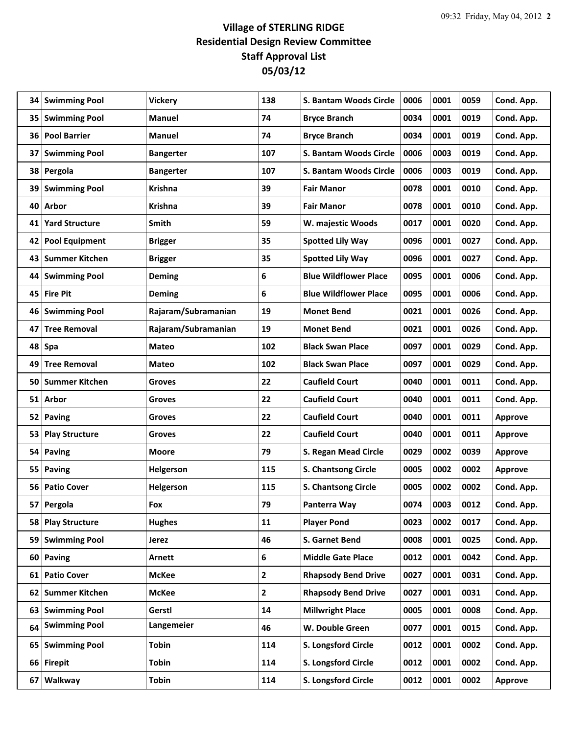# Village of STERLING RIDGE
## Residential Design Review Committee
## Staff Approval List
## 05/03/12

| | | | | | | | | |
|---|---|---|---|---|---|---|---|---|
| 34 | Swimming Pool | Vickery | 138 | S. Bantam Woods Circle | 0006 | 0001 | 0059 | Cond. App. |
| 35 | Swimming Pool | Manuel | 74 | Bryce Branch | 0034 | 0001 | 0019 | Cond. App. |
| 36 | Pool Barrier | Manuel | 74 | Bryce Branch | 0034 | 0001 | 0019 | Cond. App. |
| 37 | Swimming Pool | Bangerter | 107 | S. Bantam Woods Circle | 0006 | 0003 | 0019 | Cond. App. |
| 38 | Pergola | Bangerter | 107 | S. Bantam Woods Circle | 0006 | 0003 | 0019 | Cond. App. |
| 39 | Swimming Pool | Krishna | 39 | Fair Manor | 0078 | 0001 | 0010 | Cond. App. |
| 40 | Arbor | Krishna | 39 | Fair Manor | 0078 | 0001 | 0010 | Cond. App. |
| 41 | Yard Structure | Smith | 59 | W. majestic Woods | 0017 | 0001 | 0020 | Cond. App. |
| 42 | Pool Equipment | Brigger | 35 | Spotted Lily Way | 0096 | 0001 | 0027 | Cond. App. |
| 43 | Summer Kitchen | Brigger | 35 | Spotted Lily Way | 0096 | 0001 | 0027 | Cond. App. |
| 44 | Swimming Pool | Deming | 6 | Blue Wildflower Place | 0095 | 0001 | 0006 | Cond. App. |
| 45 | Fire Pit | Deming | 6 | Blue Wildflower Place | 0095 | 0001 | 0006 | Cond. App. |
| 46 | Swimming Pool | Rajaram/Subramanian | 19 | Monet Bend | 0021 | 0001 | 0026 | Cond. App. |
| 47 | Tree Removal | Rajaram/Subramanian | 19 | Monet Bend | 0021 | 0001 | 0026 | Cond. App. |
| 48 | Spa | Mateo | 102 | Black Swan Place | 0097 | 0001 | 0029 | Cond. App. |
| 49 | Tree Removal | Mateo | 102 | Black Swan Place | 0097 | 0001 | 0029 | Cond. App. |
| 50 | Summer Kitchen | Groves | 22 | Caufield Court | 0040 | 0001 | 0011 | Cond. App. |
| 51 | Arbor | Groves | 22 | Caufield Court | 0040 | 0001 | 0011 | Cond. App. |
| 52 | Paving | Groves | 22 | Caufield Court | 0040 | 0001 | 0011 | Approve |
| 53 | Play Structure | Groves | 22 | Caufield Court | 0040 | 0001 | 0011 | Approve |
| 54 | Paving | Moore | 79 | S. Regan Mead Circle | 0029 | 0002 | 0039 | Approve |
| 55 | Paving | Helgerson | 115 | S. Chantsong Circle | 0005 | 0002 | 0002 | Approve |
| 56 | Patio Cover | Helgerson | 115 | S. Chantsong Circle | 0005 | 0002 | 0002 | Cond. App. |
| 57 | Pergola | Fox | 79 | Panterra Way | 0074 | 0003 | 0012 | Cond. App. |
| 58 | Play Structure | Hughes | 11 | Player Pond | 0023 | 0002 | 0017 | Cond. App. |
| 59 | Swimming Pool | Jerez | 46 | S. Garnet Bend | 0008 | 0001 | 0025 | Cond. App. |
| 60 | Paving | Arnett | 6 | Middle Gate Place | 0012 | 0001 | 0042 | Cond. App. |
| 61 | Patio Cover | McKee | 2 | Rhapsody Bend Drive | 0027 | 0001 | 0031 | Cond. App. |
| 62 | Summer Kitchen | McKee | 2 | Rhapsody Bend Drive | 0027 | 0001 | 0031 | Cond. App. |
| 63 | Swimming Pool | Gerstl | 14 | Millwright Place | 0005 | 0001 | 0008 | Cond. App. |
| 64 | Swimming Pool | Langemeier | 46 | W. Double Green | 0077 | 0001 | 0015 | Cond. App. |
| 65 | Swimming Pool | Tobin | 114 | S. Longsford Circle | 0012 | 0001 | 0002 | Cond. App. |
| 66 | Firepit | Tobin | 114 | S. Longsford Circle | 0012 | 0001 | 0002 | Cond. App. |
| 67 | Walkway | Tobin | 114 | S. Longsford Circle | 0012 | 0001 | 0002 | Approve |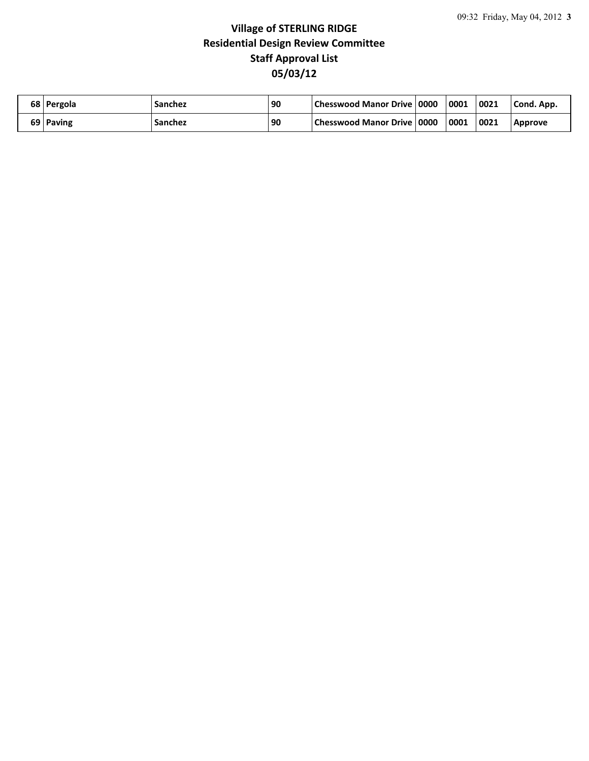# Village of STERLING RIDGE
## Residential Design Review Committee
## Staff Approval List
## 05/03/12

| | | | | | | | | |
|---|---|---|---|---|---|---|---|---|
| 68 | Pergola | Sanchez | 90 | Chesswood Manor Drive | 0000 | 0001 | 0021 | Cond. App. |
| 69 | Paving | Sanchez | 90 | Chesswood Manor Drive | 0000 | 0001 | 0021 | Approve |